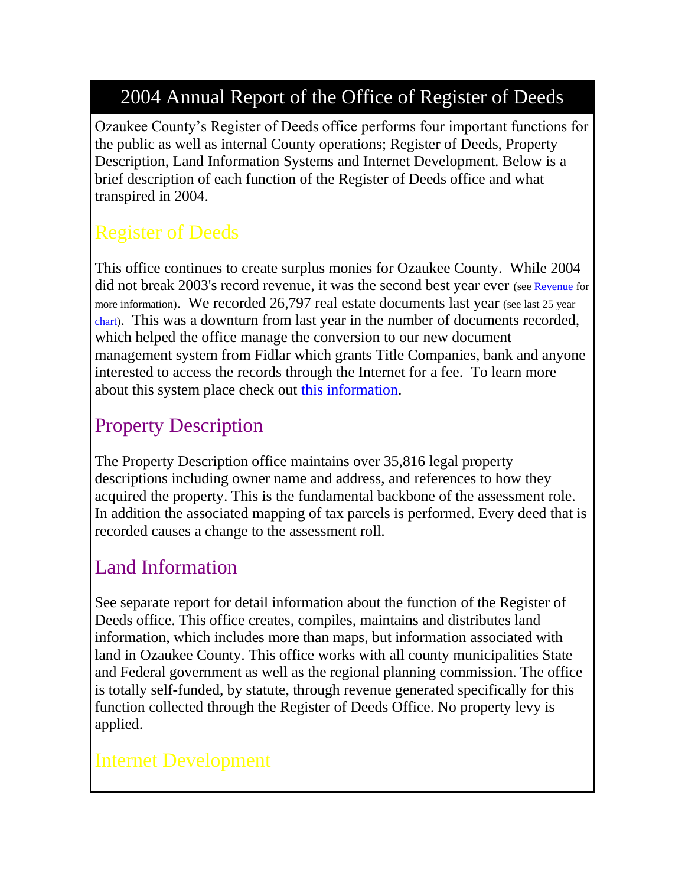# 2004 Annual Report of the Office of Register of Deeds

Ozaukee County's Register of Deeds office performs four important functions for the public as well as internal County operations; Register of Deeds, Property Description, Land Information Systems and Internet Development. Below is a brief description of each function of the Register of Deeds office and what transpired in 2004.

## Register of Deeds

This office continues to create surplus monies for Ozaukee County. While 2004 did not break 2003's record revenue, it was the second best year ever (see Revenue for more information). We recorded 26,797 real estate documents last year (see last 25 year chart). This was a downturn from last year in the number of documents recorded, which helped the office manage the conversion to our new document management system from Fidlar which grants Title Companies, bank and anyone interested to access the records through the Internet for a fee. To learn more about this system place check out this information.

## Property Description

The Property Description office maintains over 35,816 legal property descriptions including owner name and address, and references to how they acquired the property. This is the fundamental backbone of the assessment role. In addition the associated mapping of tax parcels is performed. Every deed that is recorded causes a change to the assessment roll.

## Land Information

See separate report for detail information about the function of the Register of Deeds office. This office creates, compiles, maintains and distributes land information, which includes more than maps, but information associated with land in Ozaukee County. This office works with all county municipalities State and Federal government as well as the regional planning commission. The office is totally self-funded, by statute, through revenue generated specifically for this function collected through the Register of Deeds Office. No property levy is applied.

## Internet Development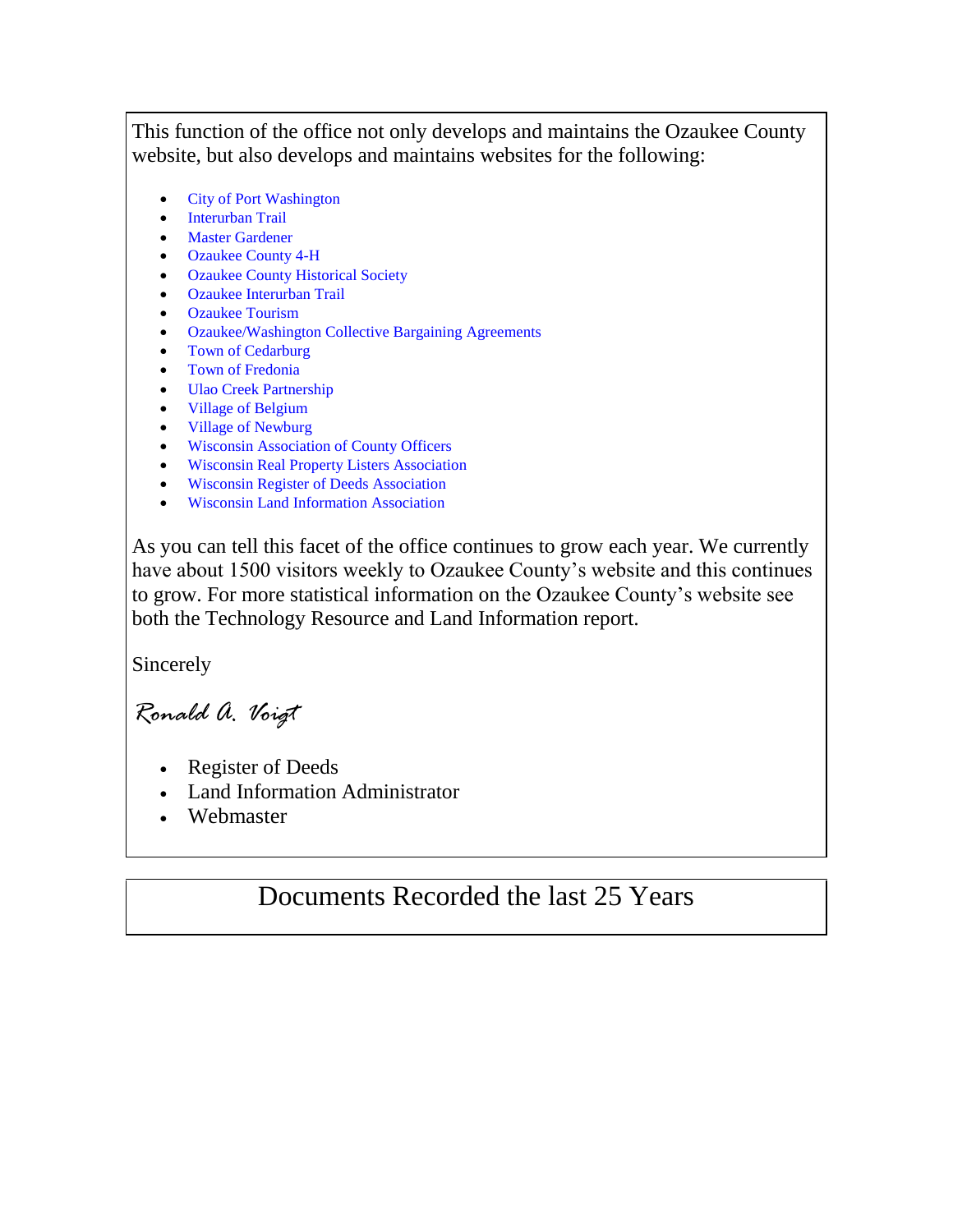This function of the office not only develops and maintains the Ozaukee County website, but also develops and maintains websites for the following:

- City of Port Washington
- Interurban Trail
- Master Gardener
- Ozaukee County 4-H
- Ozaukee County Historical Society
- Ozaukee Interurban Trail
- Ozaukee Tourism
- Ozaukee/Washington Collective Bargaining Agreements
- Town of Cedarburg
- Town of Fredonia
- Ulao Creek Partnership
- Village of Belgium
- Village of Newburg
- Wisconsin Association of County Officers
- Wisconsin Real Property Listers Association
- Wisconsin Register of Deeds Association
- Wisconsin Land Information Association

As you can tell this facet of the office continues to grow each year. We currently have about 1500 visitors weekly to Ozaukee County's website and this continues to grow. For more statistical information on the Ozaukee County's website see both the Technology Resource and Land Information report.

Sincerely

*Ronald A. Voigt*

- Register of Deeds
- Land Information Administrator
- Webmaster

## Documents Recorded the last 25 Years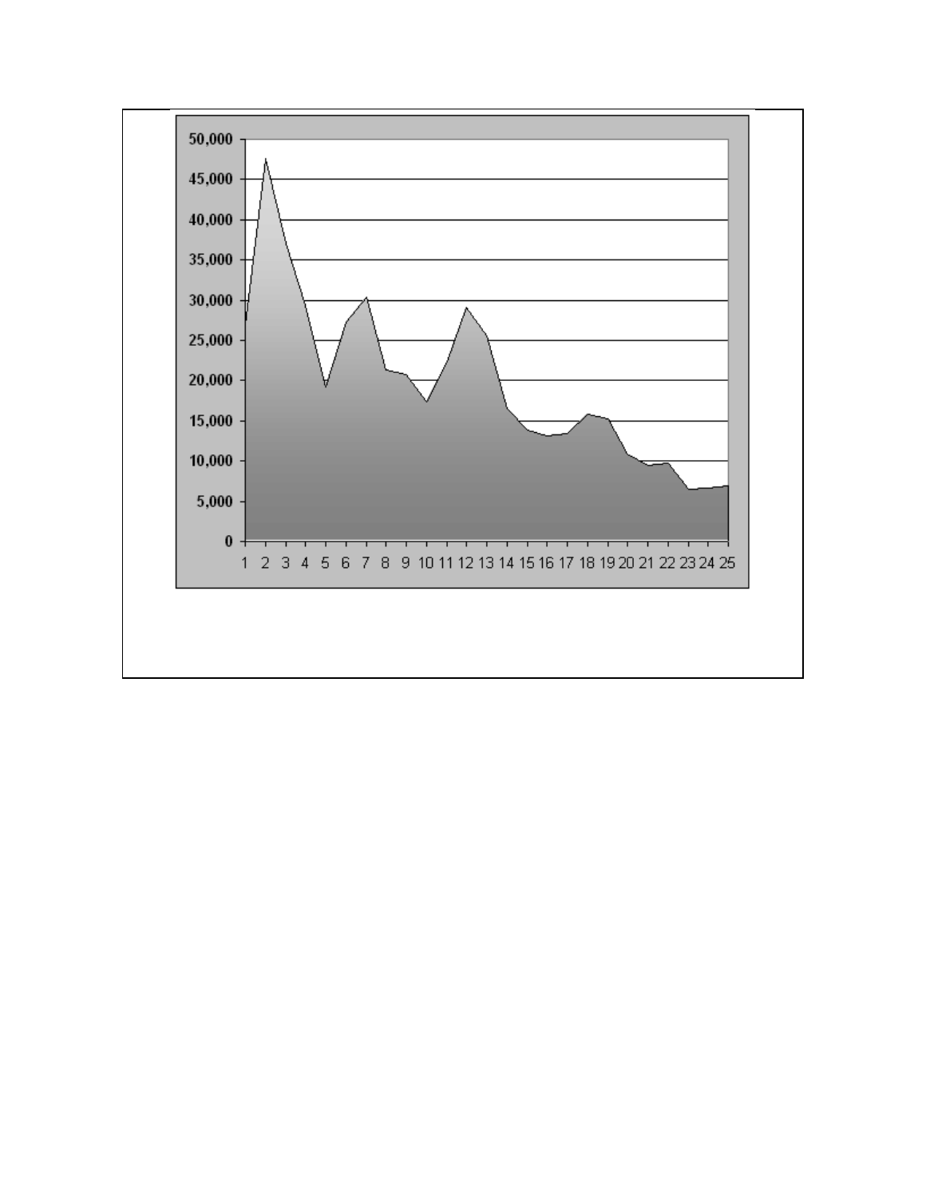50,000
45,000
40,000
35,000
30,000
25,000
20,000
15,000
10,000
5,000
0

1 2 3 4 5 6 7 8 9 10 11 12 13 14 15 16 17 18 19 20 21 22 23 24 25